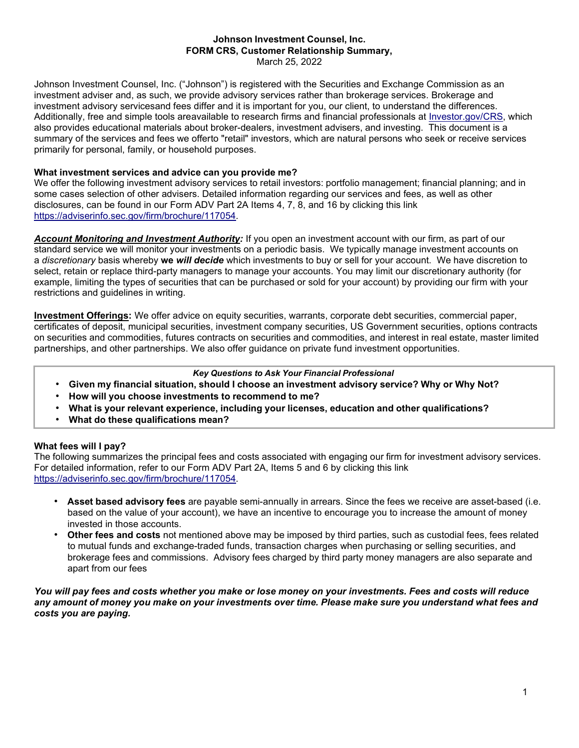**Johnson Investment Counsel, Inc.**
**FORM CRS, Customer Relationship Summary,**
March 25, 2022

Johnson Investment Counsel, Inc. ("Johnson") is registered with the Securities and Exchange Commission as an investment adviser and, as such, we provide advisory services rather than brokerage services. Brokerage and investment advisory servicesand fees differ and it is important for you, our client, to understand the differences. Additionally, free and simple tools areavailable to research firms and financial professionals at [Investor.gov/CRS](https://Investor.gov/CRS), which also provides educational materials about broker-dealers, investment advisers, and investing. This document is a summary of the services and fees we offerto "retail" investors, which are natural persons who seek or receive services primarily for personal, family, or household purposes.

**What investment services and advice can you provide me?**
We offer the following investment advisory services to retail investors: portfolio management; financial planning; and in some cases selection of other advisers. Detailed information regarding our services and fees, as well as other disclosures, can be found in our Form ADV Part 2A Items 4, 7, 8, and 16 by clicking this link [https://adviserinfo.sec.gov/firm/brochure/117054](https://adviserinfo.sec.gov/firm/brochure/117054).

***Account Monitoring and Investment Authority:*** If you open an investment account with our firm, as part of our standard service we will monitor your investments on a periodic basis. We typically manage investment accounts on a *discretionary* basis whereby **we *will decide*** which investments to buy or sell for your account. We have discretion to select, retain or replace third-party managers to manage your accounts. You may limit our discretionary authority (for example, limiting the types of securities that can be purchased or sold for your account) by providing our firm with your restrictions and guidelines in writing.

**Investment Offerings:** We offer advice on equity securities, warrants, corporate debt securities, commercial paper, certificates of deposit, municipal securities, investment company securities, US Government securities, options contracts on securities and commodities, futures contracts on securities and commodities, and interest in real estate, master limited partnerships, and other partnerships. We also offer guidance on private fund investment opportunities.

***Key Questions to Ask Your Financial Professional***

- **Given my financial situation, should I choose an investment advisory service? Why or Why Not?**
- **How will you choose investments to recommend to me?**
- **What is your relevant experience, including your licenses, education and other qualifications?**
- **What do these qualifications mean?**

**What fees will I pay?**
The following summarizes the principal fees and costs associated with engaging our firm for investment advisory services. For detailed information, refer to our Form ADV Part 2A, Items 5 and 6 by clicking this link [https://adviserinfo.sec.gov/firm/brochure/117054](https://adviserinfo.sec.gov/firm/brochure/117054).

- **Asset based advisory fees** are payable semi-annually in arrears. Since the fees we receive are asset-based (i.e. based on the value of your account), we have an incentive to encourage you to increase the amount of money invested in those accounts.
- **Other fees and costs** not mentioned above may be imposed by third parties, such as custodial fees, fees related to mutual funds and exchange-traded funds, transaction charges when purchasing or selling securities, and brokerage fees and commissions. Advisory fees charged by third party money managers are also separate and apart from our fees

***You will pay fees and costs whether you make or lose money on your investments. Fees and costs will reduce any amount of money you make on your investments over time. Please make sure you understand what fees and costs you are paying.***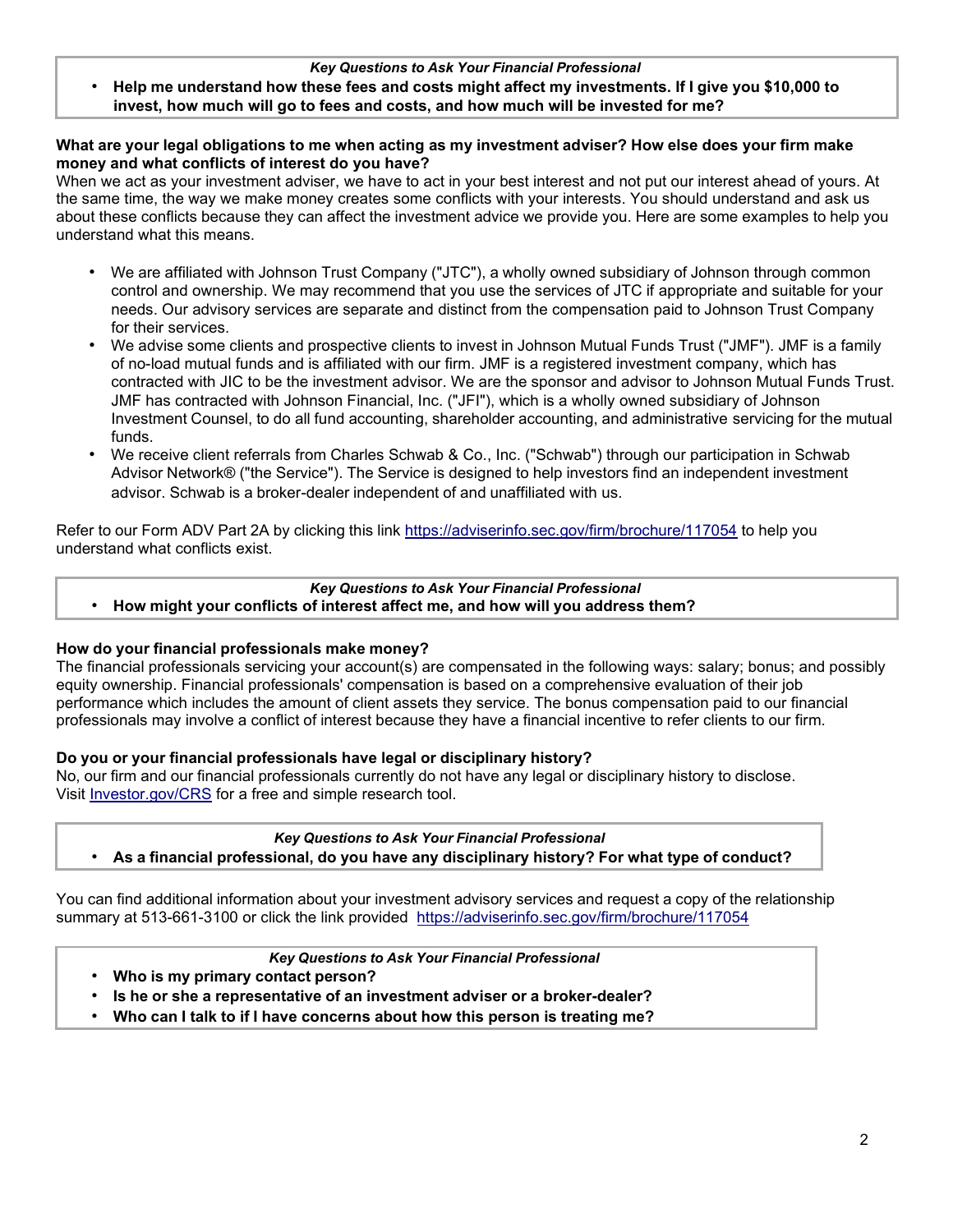*Key Questions to Ask Your Financial Professional*

- **Help me understand how these fees and costs might affect my investments. If I give you $10,000 to invest, how much will go to fees and costs, and how much will be invested for me?**

**What are your legal obligations to me when acting as my investment adviser? How else does your firm make money and what conflicts of interest do you have?**

When we act as your investment adviser, we have to act in your best interest and not put our interest ahead of yours. At the same time, the way we make money creates some conflicts with your interests. You should understand and ask us about these conflicts because they can affect the investment advice we provide you. Here are some examples to help you understand what this means.

- We are affiliated with Johnson Trust Company ("JTC"), a wholly owned subsidiary of Johnson through common control and ownership. We may recommend that you use the services of JTC if appropriate and suitable for your needs. Our advisory services are separate and distinct from the compensation paid to Johnson Trust Company for their services.
- We advise some clients and prospective clients to invest in Johnson Mutual Funds Trust ("JMF"). JMF is a family of no-load mutual funds and is affiliated with our firm. JMF is a registered investment company, which has contracted with JIC to be the investment advisor. We are the sponsor and advisor to Johnson Mutual Funds Trust. JMF has contracted with Johnson Financial, Inc. ("JFI"), which is a wholly owned subsidiary of Johnson Investment Counsel, to do all fund accounting, shareholder accounting, and administrative servicing for the mutual funds.
- We receive client referrals from Charles Schwab & Co., Inc. ("Schwab") through our participation in Schwab Advisor Network® ("the Service"). The Service is designed to help investors find an independent investment advisor. Schwab is a broker-dealer independent of and unaffiliated with us.

Refer to our Form ADV Part 2A by clicking this link https://adviserinfo.sec.gov/firm/brochure/117054 to help you understand what conflicts exist.

*Key Questions to Ask Your Financial Professional*

- **How might your conflicts of interest affect me, and how will you address them?**

**How do your financial professionals make money?**

The financial professionals servicing your account(s) are compensated in the following ways: salary; bonus; and possibly equity ownership. Financial professionals' compensation is based on a comprehensive evaluation of their job performance which includes the amount of client assets they service. The bonus compensation paid to our financial professionals may involve a conflict of interest because they have a financial incentive to refer clients to our firm.

**Do you or your financial professionals have legal or disciplinary history?**

No, our firm and our financial professionals currently do not have any legal or disciplinary history to disclose. Visit Investor.gov/CRS for a free and simple research tool.

*Key Questions to Ask Your Financial Professional*

- **As a financial professional, do you have any disciplinary history? For what type of conduct?**

You can find additional information about your investment advisory services and request a copy of the relationship summary at 513-661-3100 or click the link provided https://adviserinfo.sec.gov/firm/brochure/117054

*Key Questions to Ask Your Financial Professional*

- **Who is my primary contact person?**
- **Is he or she a representative of an investment adviser or a broker-dealer?**
- **Who can I talk to if I have concerns about how this person is treating me?**